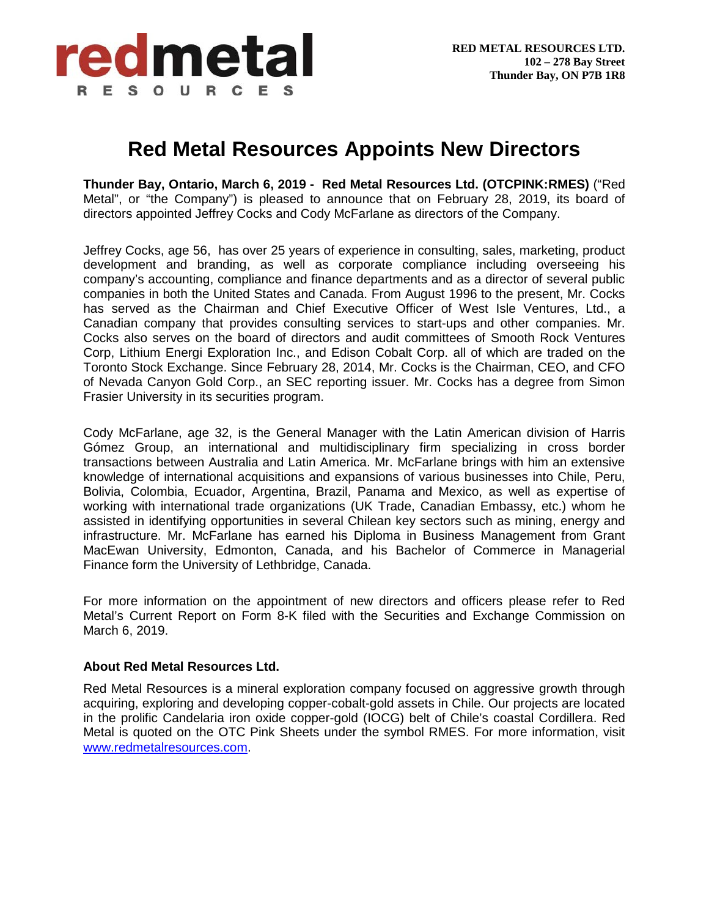redmetal
RESOURCES

**RED METAL RESOURCES LTD.**
**102 – 278 Bay Street**
**Thunder Bay, ON P7B 1R8**

# Red Metal Resources Appoints New Directors

**Thunder Bay, Ontario, March 6, 2019 - Red Metal Resources Ltd. (OTCPINK:RMES)** ("Red Metal", or "the Company") is pleased to announce that on February 28, 2019, its board of directors appointed Jeffrey Cocks and Cody McFarlane as directors of the Company.

Jeffrey Cocks, age 56, has over 25 years of experience in consulting, sales, marketing, product development and branding, as well as corporate compliance including overseeing his company's accounting, compliance and finance departments and as a director of several public companies in both the United States and Canada. From August 1996 to the present, Mr. Cocks has served as the Chairman and Chief Executive Officer of West Isle Ventures, Ltd., a Canadian company that provides consulting services to start-ups and other companies. Mr. Cocks also serves on the board of directors and audit committees of Smooth Rock Ventures Corp, Lithium Energi Exploration Inc., and Edison Cobalt Corp. all of which are traded on the Toronto Stock Exchange. Since February 28, 2014, Mr. Cocks is the Chairman, CEO, and CFO of Nevada Canyon Gold Corp., an SEC reporting issuer. Mr. Cocks has a degree from Simon Frasier University in its securities program.

Cody McFarlane, age 32, is the General Manager with the Latin American division of Harris Gómez Group, an international and multidisciplinary firm specializing in cross border transactions between Australia and Latin America. Mr. McFarlane brings with him an extensive knowledge of international acquisitions and expansions of various businesses into Chile, Peru, Bolivia, Colombia, Ecuador, Argentina, Brazil, Panama and Mexico, as well as expertise of working with international trade organizations (UK Trade, Canadian Embassy, etc.) whom he assisted in identifying opportunities in several Chilean key sectors such as mining, energy and infrastructure. Mr. McFarlane has earned his Diploma in Business Management from Grant MacEwan University, Edmonton, Canada, and his Bachelor of Commerce in Managerial Finance form the University of Lethbridge, Canada.

For more information on the appointment of new directors and officers please refer to Red Metal's Current Report on Form 8-K filed with the Securities and Exchange Commission on March 6, 2019.

**About Red Metal Resources Ltd.**

Red Metal Resources is a mineral exploration company focused on aggressive growth through acquiring, exploring and developing copper-cobalt-gold assets in Chile. Our projects are located in the prolific Candelaria iron oxide copper-gold (IOCG) belt of Chile's coastal Cordillera. Red Metal is quoted on the OTC Pink Sheets under the symbol RMES. For more information, visit www.redmetalresources.com.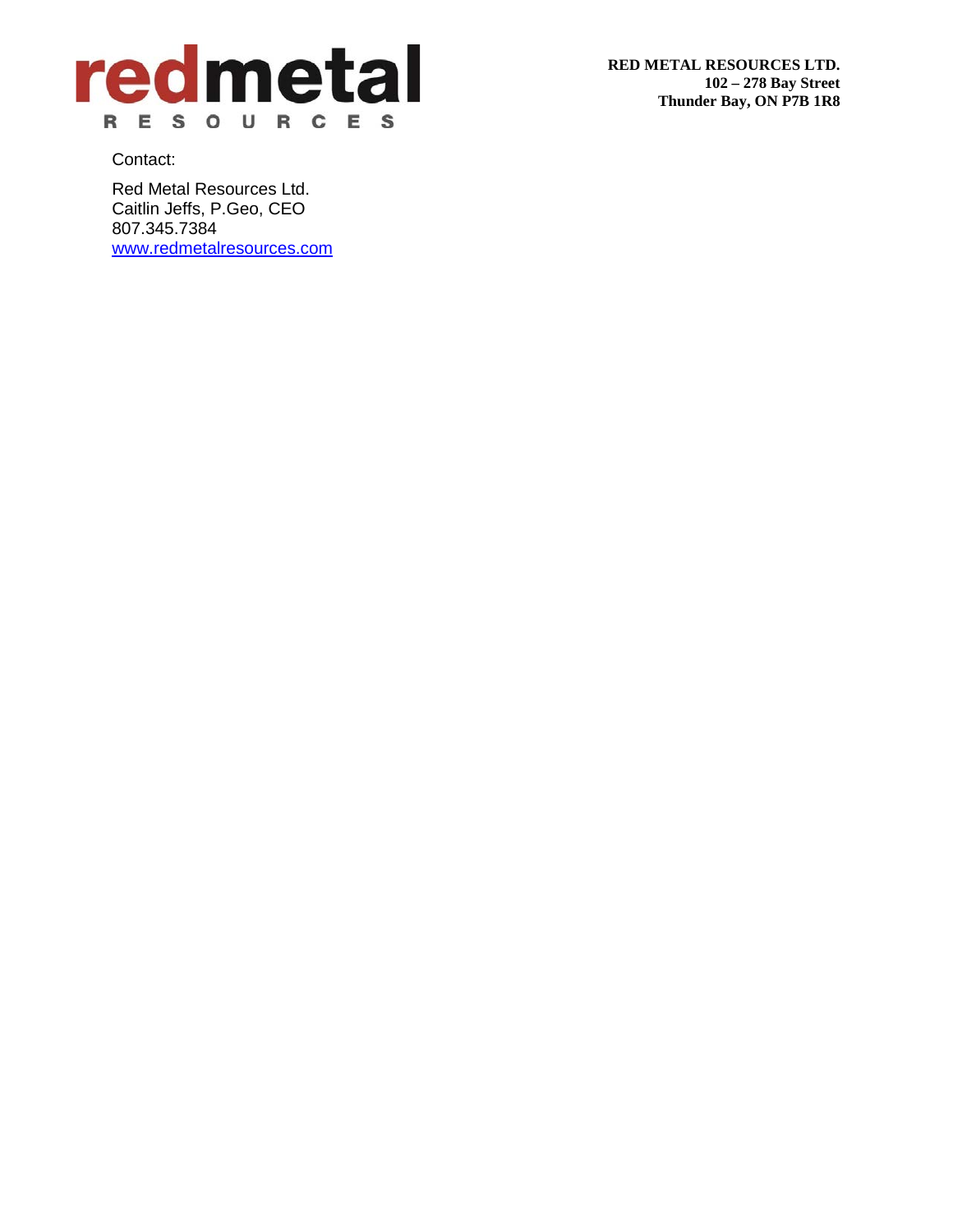**RED METAL RESOURCES LTD.**
**102 – 278 Bay Street**
**Thunder Bay, ON P7B 1R8**

Contact:

Red Metal Resources Ltd.
Caitlin Jeffs, P.Geo, CEO
807.345.7384
www.redmetalresources.com